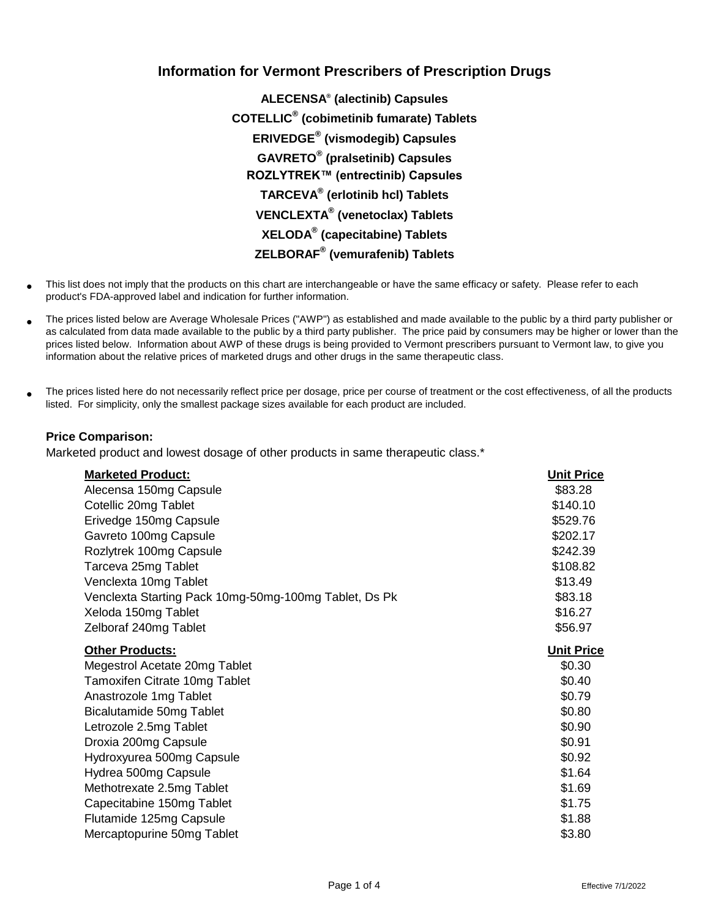# Information for Vermont Prescribers of Prescription Drugs

**ALECENSA® (alectinib) Capsules**

**COTELLIC® (cobimetinib fumarate) Tablets**

**ERIVEDGE® (vismodegib) Capsules**

**GAVRETO® (pralsetinib) Capsules**

**ROZLYTREK™ (entrectinib) Capsules**

**TARCEVA® (erlotinib hcl) Tablets**

**VENCLEXTA® (venetoclax) Tablets**

**XELODA® (capecitabine) Tablets**

**ZELBORAF® (vemurafenib) Tablets**

- This list does not imply that the products on this chart are interchangeable or have the same efficacy or safety. Please refer to each product's FDA-approved label and indication for further information.
- The prices listed below are Average Wholesale Prices ("AWP") as established and made available to the public by a third party publisher or as calculated from data made available to the public by a third party publisher. The price paid by consumers may be higher or lower than the prices listed below. Information about AWP of these drugs is being provided to Vermont prescribers pursuant to Vermont law, to give you information about the relative prices of marketed drugs and other drugs in the same therapeutic class.
- The prices listed here do not necessarily reflect price per dosage, price per course of treatment or the cost effectiveness, of all the products listed. For simplicity, only the smallest package sizes available for each product are included.

**Price Comparison:**

Marketed product and lowest dosage of other products in same therapeutic class.*

| **Marketed Product:** | **Unit Price** |
|---|---|
| Alecensa 150mg Capsule | $83.28 |
| Cotellic 20mg Tablet | $140.10 |
| Erivedge 150mg Capsule | $529.76 |
| Gavreto 100mg Capsule | $202.17 |
| Rozlytrek 100mg Capsule | $242.39 |
| Tarceva 25mg Tablet | $108.82 |
| Venclexta 10mg Tablet | $13.49 |
| Venclexta Starting Pack 10mg-50mg-100mg Tablet, Ds Pk | $83.18 |
| Xeloda 150mg Tablet | $16.27 |
| Zelboraf 240mg Tablet | $56.97 |

| **Other Products:** | **Unit Price** |
|---|---|
| Megestrol Acetate 20mg Tablet | $0.30 |
| Tamoxifen Citrate 10mg Tablet | $0.40 |
| Anastrozole 1mg Tablet | $0.79 |
| Bicalutamide 50mg Tablet | $0.80 |
| Letrozole 2.5mg Tablet | $0.90 |
| Droxia 200mg Capsule | $0.91 |
| Hydroxyurea 500mg Capsule | $0.92 |
| Hydrea 500mg Capsule | $1.64 |
| Methotrexate 2.5mg Tablet | $1.69 |
| Capecitabine 150mg Tablet | $1.75 |
| Flutamide 125mg Capsule | $1.88 |
| Mercaptopurine 50mg Tablet | $3.80 |

Effective 7/1/2022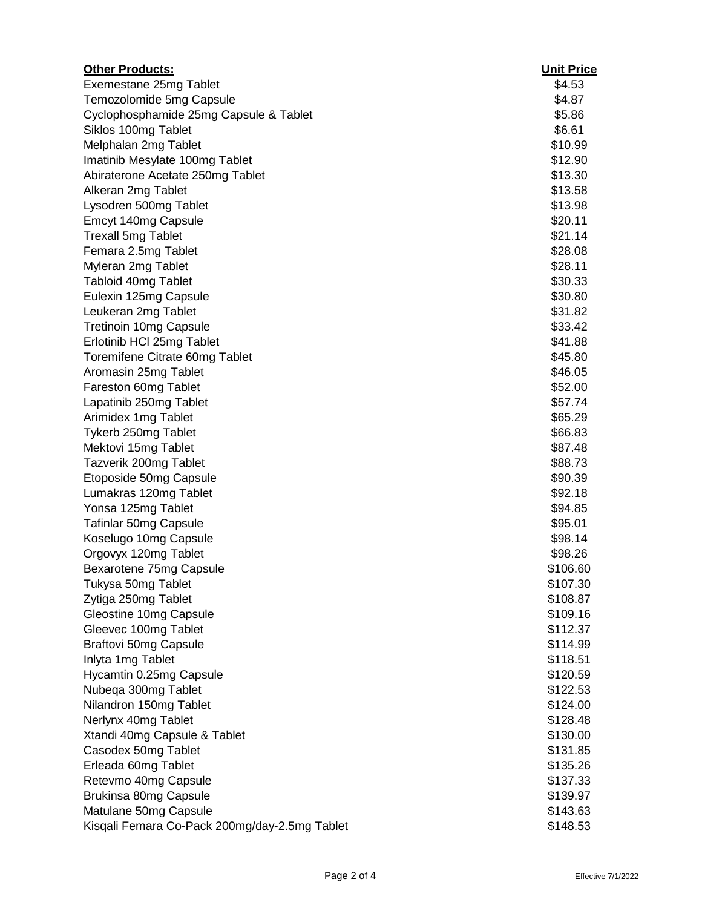| Other Products: | Unit Price |
|---|---|
| Exemestane 25mg Tablet | $4.53 |
| Temozolomide 5mg Capsule | $4.87 |
| Cyclophosphamide 25mg Capsule & Tablet | $5.86 |
| Siklos 100mg Tablet | $6.61 |
| Melphalan 2mg Tablet | $10.99 |
| Imatinib Mesylate 100mg Tablet | $12.90 |
| Abiraterone Acetate 250mg Tablet | $13.30 |
| Alkeran 2mg Tablet | $13.58 |
| Lysodren 500mg Tablet | $13.98 |
| Emcyt 140mg Capsule | $20.11 |
| Trexall 5mg Tablet | $21.14 |
| Femara 2.5mg Tablet | $28.08 |
| Myleran 2mg Tablet | $28.11 |
| Tabloid 40mg Tablet | $30.33 |
| Eulexin 125mg Capsule | $30.80 |
| Leukeran 2mg Tablet | $31.82 |
| Tretinoin 10mg Capsule | $33.42 |
| Erlotinib HCl 25mg Tablet | $41.88 |
| Toremifene Citrate 60mg Tablet | $45.80 |
| Aromasin 25mg Tablet | $46.05 |
| Fareston 60mg Tablet | $52.00 |
| Lapatinib 250mg Tablet | $57.74 |
| Arimidex 1mg Tablet | $65.29 |
| Tykerb 250mg Tablet | $66.83 |
| Mektovi 15mg Tablet | $87.48 |
| Tazverik 200mg Tablet | $88.73 |
| Etoposide 50mg Capsule | $90.39 |
| Lumakras 120mg Tablet | $92.18 |
| Yonsa 125mg Tablet | $94.85 |
| Tafinlar 50mg Capsule | $95.01 |
| Koselugo 10mg Capsule | $98.14 |
| Orgovyx 120mg Tablet | $98.26 |
| Bexarotene 75mg Capsule | $106.60 |
| Tukysa 50mg Tablet | $107.30 |
| Zytiga 250mg Tablet | $108.87 |
| Gleostine 10mg Capsule | $109.16 |
| Gleevec 100mg Tablet | $112.37 |
| Braftovi 50mg Capsule | $114.99 |
| Inlyta 1mg Tablet | $118.51 |
| Hycamtin 0.25mg Capsule | $120.59 |
| Nubeqa 300mg Tablet | $122.53 |
| Nilandron 150mg Tablet | $124.00 |
| Nerlynx 40mg Tablet | $128.48 |
| Xtandi 40mg Capsule & Tablet | $130.00 |
| Casodex 50mg Tablet | $131.85 |
| Erleada 60mg Tablet | $135.26 |
| Retevmo 40mg Capsule | $137.33 |
| Brukinsa 80mg Capsule | $139.97 |
| Matulane 50mg Capsule | $143.63 |
| Kisqali Femara Co-Pack 200mg/day-2.5mg Tablet | $148.53 |

Effective 7/1/2022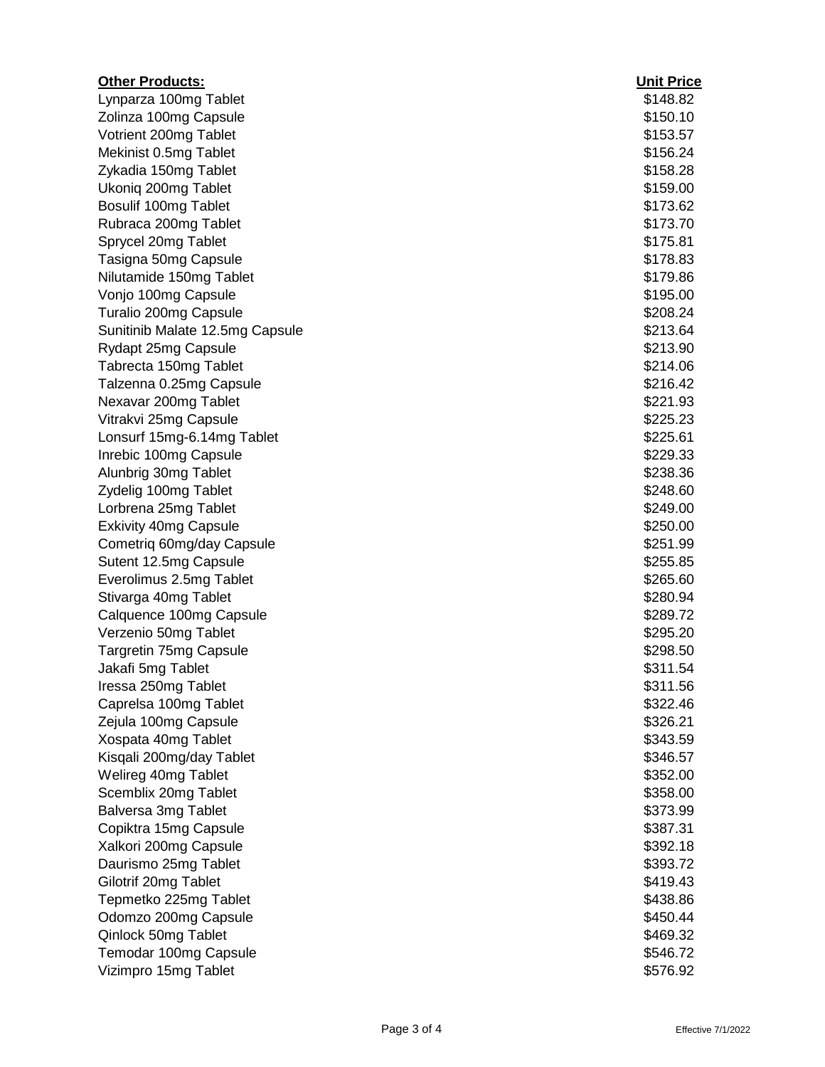| Other Products: | Unit Price |
| --- | --- |
| Lynparza 100mg Tablet | $148.82 |
| Zolinza 100mg Capsule | $150.10 |
| Votrient 200mg Tablet | $153.57 |
| Mekinist 0.5mg Tablet | $156.24 |
| Zykadia 150mg Tablet | $158.28 |
| Ukoniq 200mg Tablet | $159.00 |
| Bosulif 100mg Tablet | $173.62 |
| Rubraca 200mg Tablet | $173.70 |
| Sprycel 20mg Tablet | $175.81 |
| Tasigna 50mg Capsule | $178.83 |
| Nilutamide 150mg Tablet | $179.86 |
| Vonjo 100mg Capsule | $195.00 |
| Turalio 200mg Capsule | $208.24 |
| Sunitinib Malate 12.5mg Capsule | $213.64 |
| Rydapt 25mg Capsule | $213.90 |
| Tabrecta 150mg Tablet | $214.06 |
| Talzenna 0.25mg Capsule | $216.42 |
| Nexavar 200mg Tablet | $221.93 |
| Vitrakvi 25mg Capsule | $225.23 |
| Lonsurf 15mg-6.14mg Tablet | $225.61 |
| Inrebic 100mg Capsule | $229.33 |
| Alunbrig 30mg Tablet | $238.36 |
| Zydelig 100mg Tablet | $248.60 |
| Lorbrena 25mg Tablet | $249.00 |
| Exkivity 40mg Capsule | $250.00 |
| Cometriq 60mg/day Capsule | $251.99 |
| Sutent 12.5mg Capsule | $255.85 |
| Everolimus 2.5mg Tablet | $265.60 |
| Stivarga 40mg Tablet | $280.94 |
| Calquence 100mg Capsule | $289.72 |
| Verzenio 50mg Tablet | $295.20 |
| Targretin 75mg Capsule | $298.50 |
| Jakafi 5mg Tablet | $311.54 |
| Iressa 250mg Tablet | $311.56 |
| Caprelsa 100mg Tablet | $322.46 |
| Zejula 100mg Capsule | $326.21 |
| Xospata 40mg Tablet | $343.59 |
| Kisqali 200mg/day Tablet | $346.57 |
| Welireg 40mg Tablet | $352.00 |
| Scemblix 20mg Tablet | $358.00 |
| Balversa 3mg Tablet | $373.99 |
| Copiktra 15mg Capsule | $387.31 |
| Xalkori 200mg Capsule | $392.18 |
| Daurismo 25mg Tablet | $393.72 |
| Gilotrif 20mg Tablet | $419.43 |
| Tepmetko 225mg Tablet | $438.86 |
| Odomzo 200mg Capsule | $450.44 |
| Qinlock 50mg Tablet | $469.32 |
| Temodar 100mg Capsule | $546.72 |
| Vizimpro 15mg Tablet | $576.92 |

Effective 7/1/2022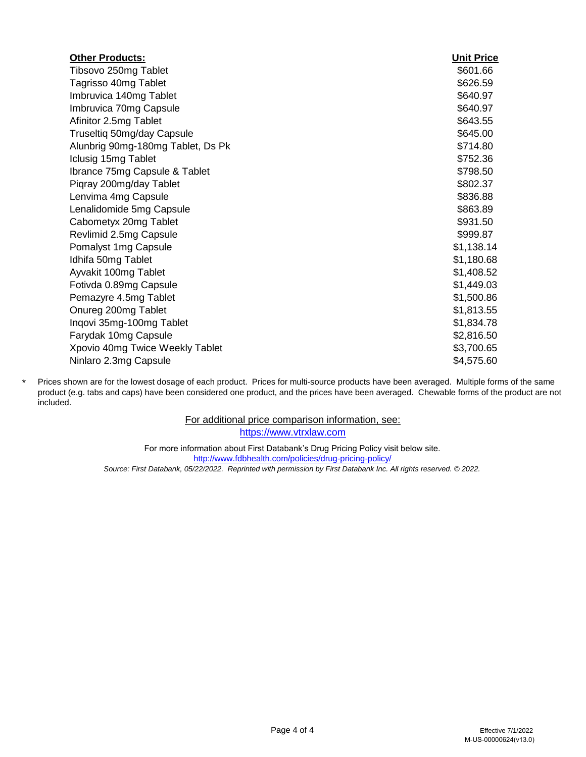| Other Products: | Unit Price |
|---|---|
| Tibsovo 250mg Tablet | $601.66 |
| Tagrisso 40mg Tablet | $626.59 |
| Imbruvica 140mg Tablet | $640.97 |
| Imbruvica 70mg Capsule | $640.97 |
| Afinitor 2.5mg Tablet | $643.55 |
| Truseltiq 50mg/day Capsule | $645.00 |
| Alunbrig 90mg-180mg Tablet, Ds Pk | $714.80 |
| Iclusig 15mg Tablet | $752.36 |
| Ibrance 75mg Capsule & Tablet | $798.50 |
| Piqray 200mg/day Tablet | $802.37 |
| Lenvima 4mg Capsule | $836.88 |
| Lenalidomide 5mg Capsule | $863.89 |
| Cabometyx 20mg Tablet | $931.50 |
| Revlimid 2.5mg Capsule | $999.87 |
| Pomalyst 1mg Capsule | $1,138.14 |
| Idhifa 50mg Tablet | $1,180.68 |
| Ayvakit 100mg Tablet | $1,408.52 |
| Fotivda 0.89mg Capsule | $1,449.03 |
| Pemazyre 4.5mg Tablet | $1,500.86 |
| Onureg 200mg Tablet | $1,813.55 |
| Inqovi 35mg-100mg Tablet | $1,834.78 |
| Farydak 10mg Capsule | $2,816.50 |
| Xpovio 40mg Twice Weekly Tablet | $3,700.65 |
| Ninlaro 2.3mg Capsule | $4,575.60 |

\* Prices shown are for the lowest dosage of each product. Prices for multi-source products have been averaged. Multiple forms of the same product (e.g. tabs and caps) have been considered one product, and the prices have been averaged. Chewable forms of the product are not included.

For additional price comparison information, see:

https://www.vtrxlaw.com

For more information about First Databank's Drug Pricing Policy visit below site.

http://www.fdbhealth.com/policies/drug-pricing-policy/

*Source: First Databank, 05/22/2022. Reprinted with permission by First Databank Inc. All rights reserved. © 2022.*

Effective 7/1/2022
M-US-00000624(v13.0)